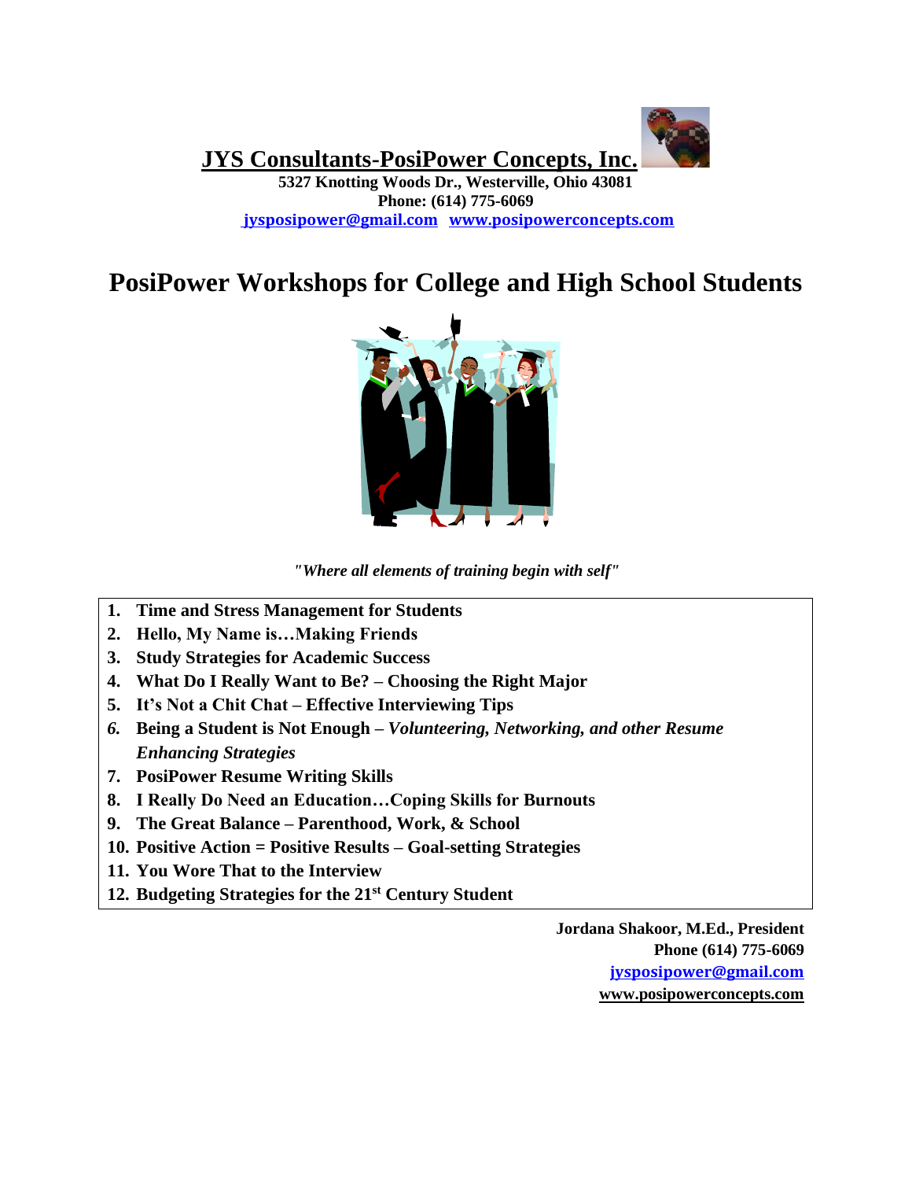# JYS Consultants-PosiPower Concepts, Inc.

**5327 Knotting Woods Dr., Westerville, Ohio 43081**
**Phone: (614) 775-6069**
**jysposipower@gmail.com** **www.posipowerconcepts.com**

# PosiPower Workshops for College and High School Students

*"Where all elements of training begin with self"*

1. **Time and Stress Management for Students**
2. **Hello, My Name is…Making Friends**
3. **Study Strategies for Academic Success**
4. **What Do I Really Want to Be? – Choosing the Right Major**
5. **It's Not a Chit Chat – Effective Interviewing Tips**
6. **Being a Student is Not Enough –** ***Volunteering, Networking, and other Resume Enhancing Strategies***
7. **PosiPower Resume Writing Skills**
8. **I Really Do Need an Education…Coping Skills for Burnouts**
9. **The Great Balance – Parenthood, Work, & School**
10. **Positive Action = Positive Results – Goal-setting Strategies**
11. **You Wore That to the Interview**
12. **Budgeting Strategies for the 21st Century Student**

**Jordana Shakoor, M.Ed., President**
**Phone (614) 775-6069**
**jysposipower@gmail.com**
**www.posipowerconcepts.com**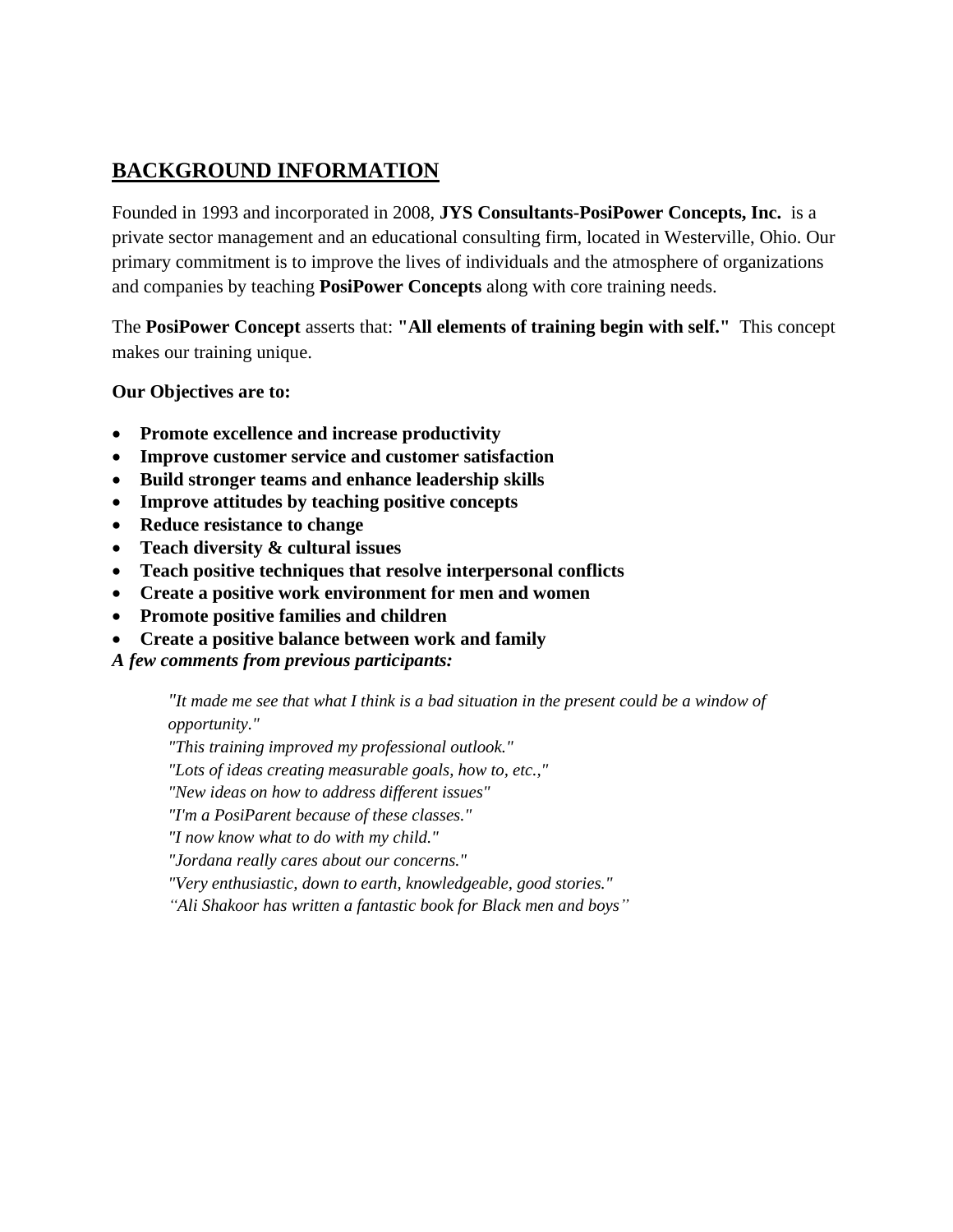## BACKGROUND INFORMATION

Founded in 1993 and incorporated in 2008, **JYS Consultants-PosiPower Concepts, Inc.** is a private sector management and an educational consulting firm, located in Westerville, Ohio. Our primary commitment is to improve the lives of individuals and the atmosphere of organizations and companies by teaching **PosiPower Concepts** along with core training needs.

The **PosiPower Concept** asserts that: **"All elements of training begin with self."** This concept makes our training unique.

**Our Objectives are to:**

- **Promote excellence and increase productivity**
- **Improve customer service and customer satisfaction**
- **Build stronger teams and enhance leadership skills**
- **Improve attitudes by teaching positive concepts**
- **Reduce resistance to change**
- **Teach diversity & cultural issues**
- **Teach positive techniques that resolve interpersonal conflicts**
- **Create a positive work environment for men and women**
- **Promote positive families and children**
- **Create a positive balance between work and family**

***A few comments from previous participants:***

> *"It made me see that what I think is a bad situation in the present could be a window of opportunity."*
> *"This training improved my professional outlook."*
> *"Lots of ideas creating measurable goals, how to, etc.,"*
> *"New ideas on how to address different issues"*
> *"I'm a PosiParent because of these classes."*
> *"I now know what to do with my child."*
> *"Jordana really cares about our concerns."*
> *"Very enthusiastic, down to earth, knowledgeable, good stories."*
> *"Ali Shakoor has written a fantastic book for Black men and boys"*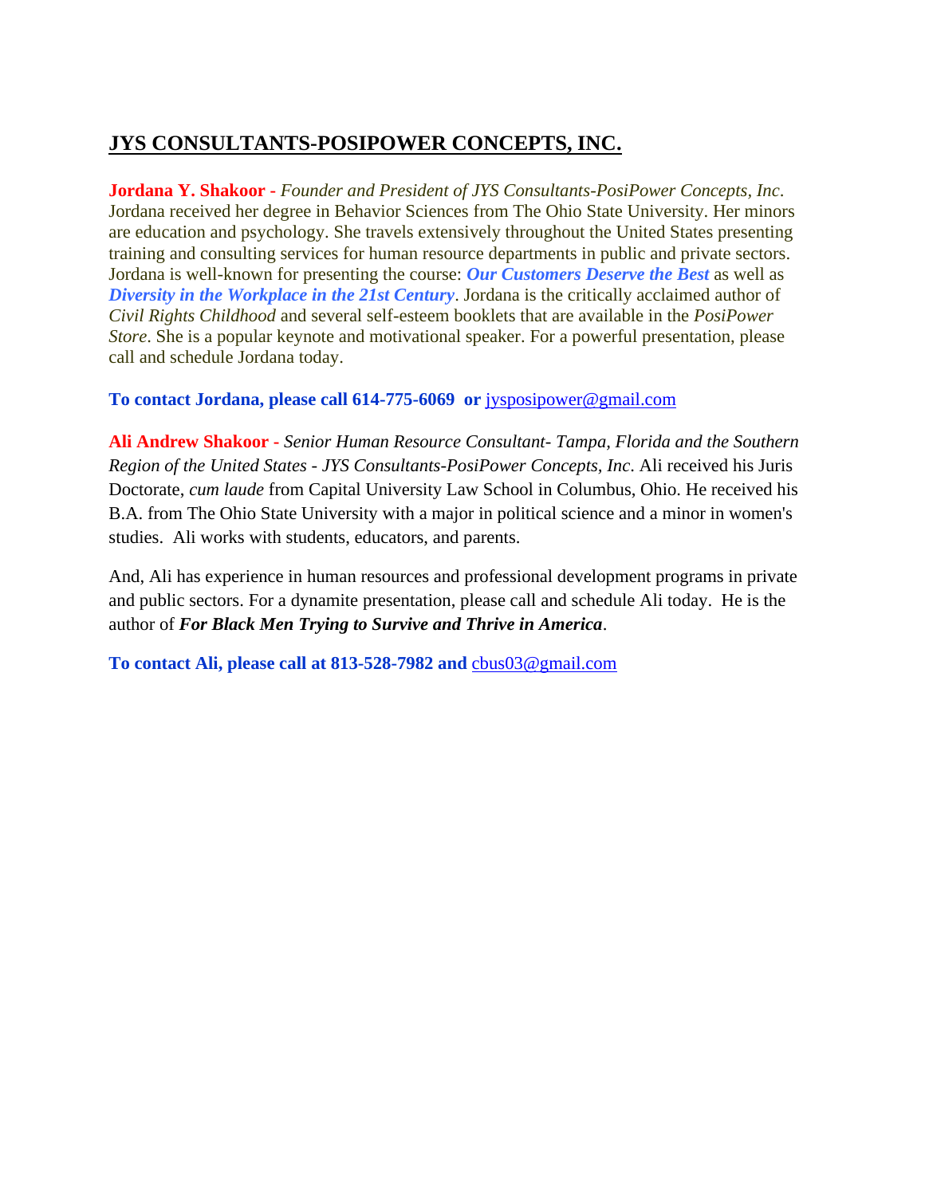## JYS CONSULTANTS-POSIPOWER CONCEPTS, INC.

**Jordana Y. Shakoor -** *Founder and President of JYS Consultants-PosiPower Concepts, Inc*. Jordana received her degree in Behavior Sciences from The Ohio State University. Her minors are education and psychology. She travels extensively throughout the United States presenting training and consulting services for human resource departments in public and private sectors. Jordana is well-known for presenting the course: ***Our Customers Deserve the Best*** as well as ***Diversity in the Workplace in the 21st Century***. Jordana is the critically acclaimed author of *Civil Rights Childhood* and several self-esteem booklets that are available in the *PosiPower Store*. She is a popular keynote and motivational speaker. For a powerful presentation, please call and schedule Jordana today.

**To contact Jordana, please call 614-775-6069 or** jysposipower@gmail.com

**Ali Andrew Shakoor -** *Senior Human Resource Consultant- Tampa, Florida and the Southern Region of the United States - JYS Consultants-PosiPower Concepts, Inc*. Ali received his Juris Doctorate, *cum laude* from Capital University Law School in Columbus, Ohio. He received his B.A. from The Ohio State University with a major in political science and a minor in women's studies. Ali works with students, educators, and parents.

And, Ali has experience in human resources and professional development programs in private and public sectors. For a dynamite presentation, please call and schedule Ali today. He is the author of ***For Black Men Trying to Survive and Thrive in America***.

**To contact Ali, please call at 813-528-7982 and** cbus03@gmail.com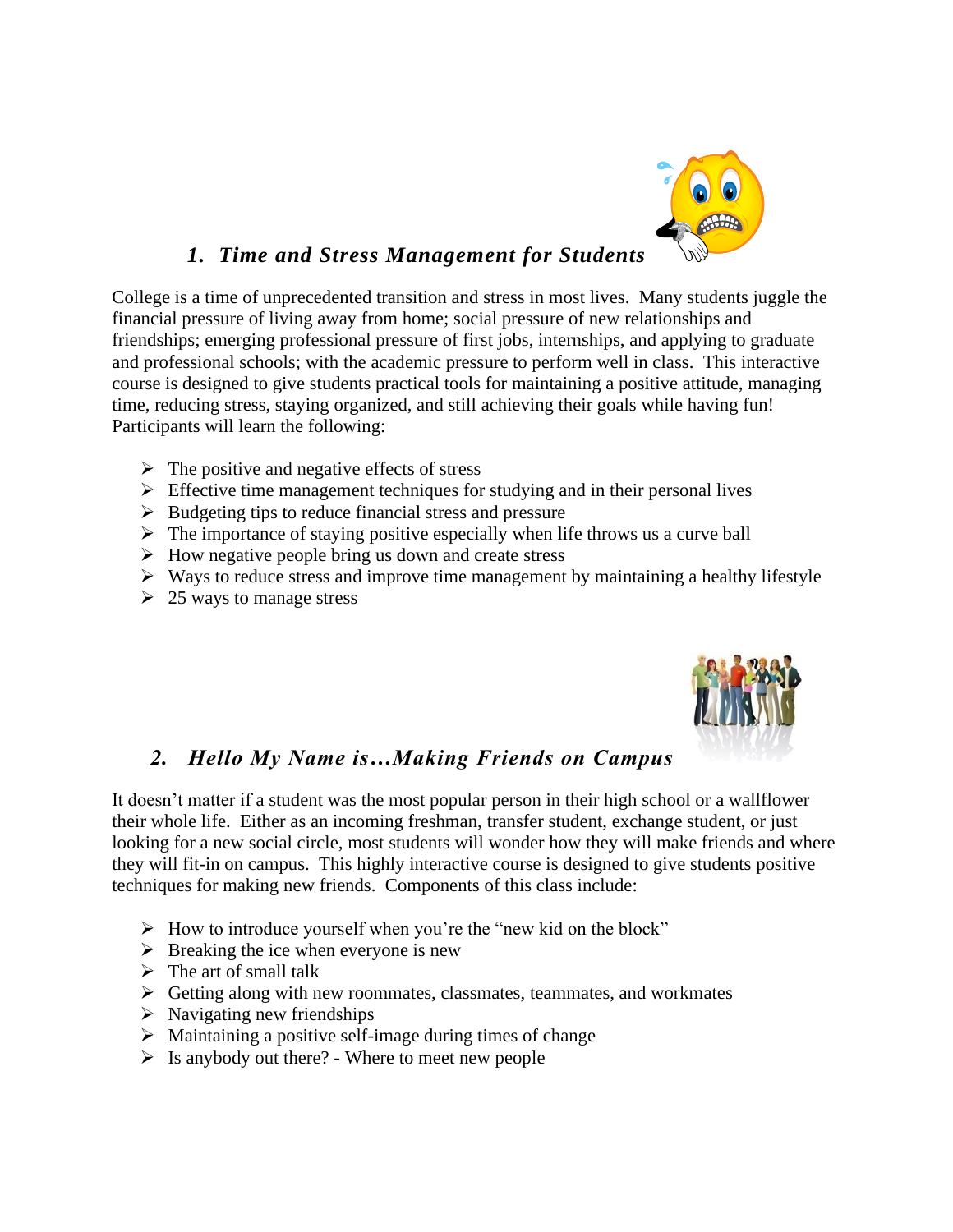## *1. Time and Stress Management for Students*

College is a time of unprecedented transition and stress in most lives. Many students juggle the financial pressure of living away from home; social pressure of new relationships and friendships; emerging professional pressure of first jobs, internships, and applying to graduate and professional schools; with the academic pressure to perform well in class. This interactive course is designed to give students practical tools for maintaining a positive attitude, managing time, reducing stress, staying organized, and still achieving their goals while having fun! Participants will learn the following:

- The positive and negative effects of stress
- Effective time management techniques for studying and in their personal lives
- Budgeting tips to reduce financial stress and pressure
- The importance of staying positive especially when life throws us a curve ball
- How negative people bring us down and create stress
- Ways to reduce stress and improve time management by maintaining a healthy lifestyle
- 25 ways to manage stress

## *2. Hello My Name is…Making Friends on Campus*

It doesn't matter if a student was the most popular person in their high school or a wallflower their whole life. Either as an incoming freshman, transfer student, exchange student, or just looking for a new social circle, most students will wonder how they will make friends and where they will fit-in on campus. This highly interactive course is designed to give students positive techniques for making new friends. Components of this class include:

- How to introduce yourself when you're the "new kid on the block"
- Breaking the ice when everyone is new
- The art of small talk
- Getting along with new roommates, classmates, teammates, and workmates
- Navigating new friendships
- Maintaining a positive self-image during times of change
- Is anybody out there? - Where to meet new people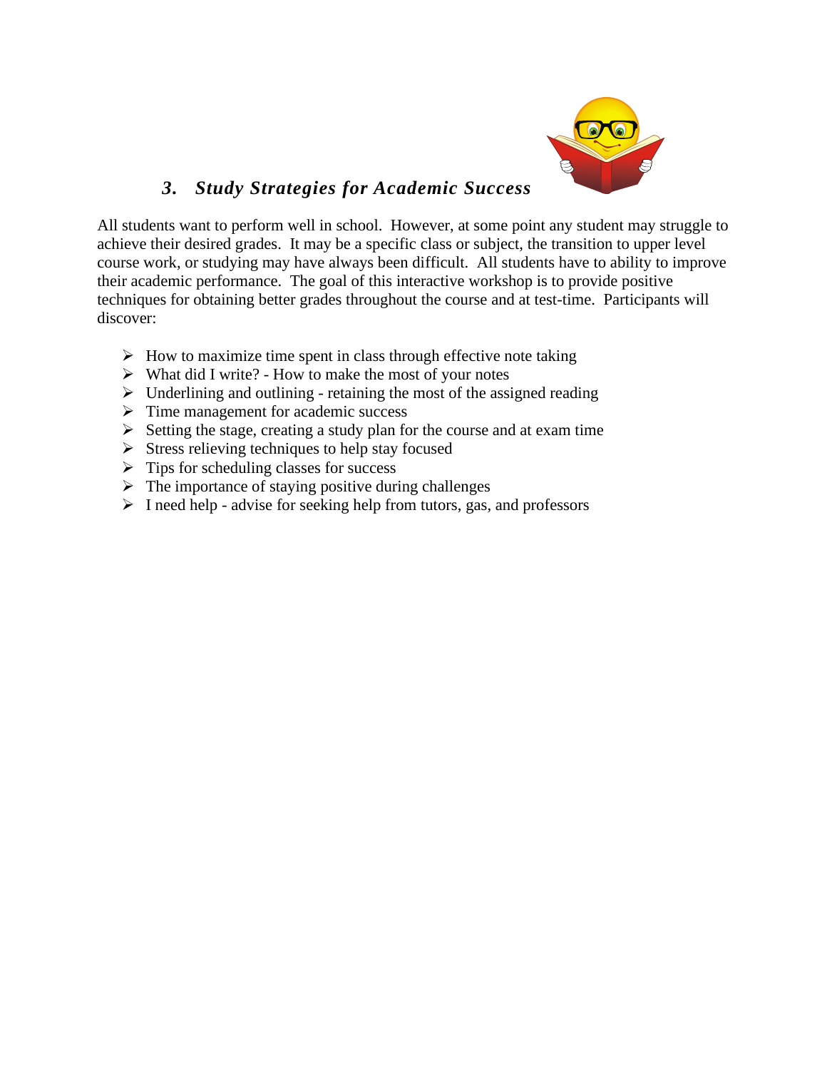### *3. Study Strategies for Academic Success*

All students want to perform well in school. However, at some point any student may struggle to achieve their desired grades. It may be a specific class or subject, the transition to upper level course work, or studying may have always been difficult. All students have to ability to improve their academic performance. The goal of this interactive workshop is to provide positive techniques for obtaining better grades throughout the course and at test-time. Participants will discover:

- How to maximize time spent in class through effective note taking
- What did I write? - How to make the most of your notes
- Underlining and outlining - retaining the most of the assigned reading
- Time management for academic success
- Setting the stage, creating a study plan for the course and at exam time
- Stress relieving techniques to help stay focused
- Tips for scheduling classes for success
- The importance of staying positive during challenges
- I need help - advise for seeking help from tutors, gas, and professors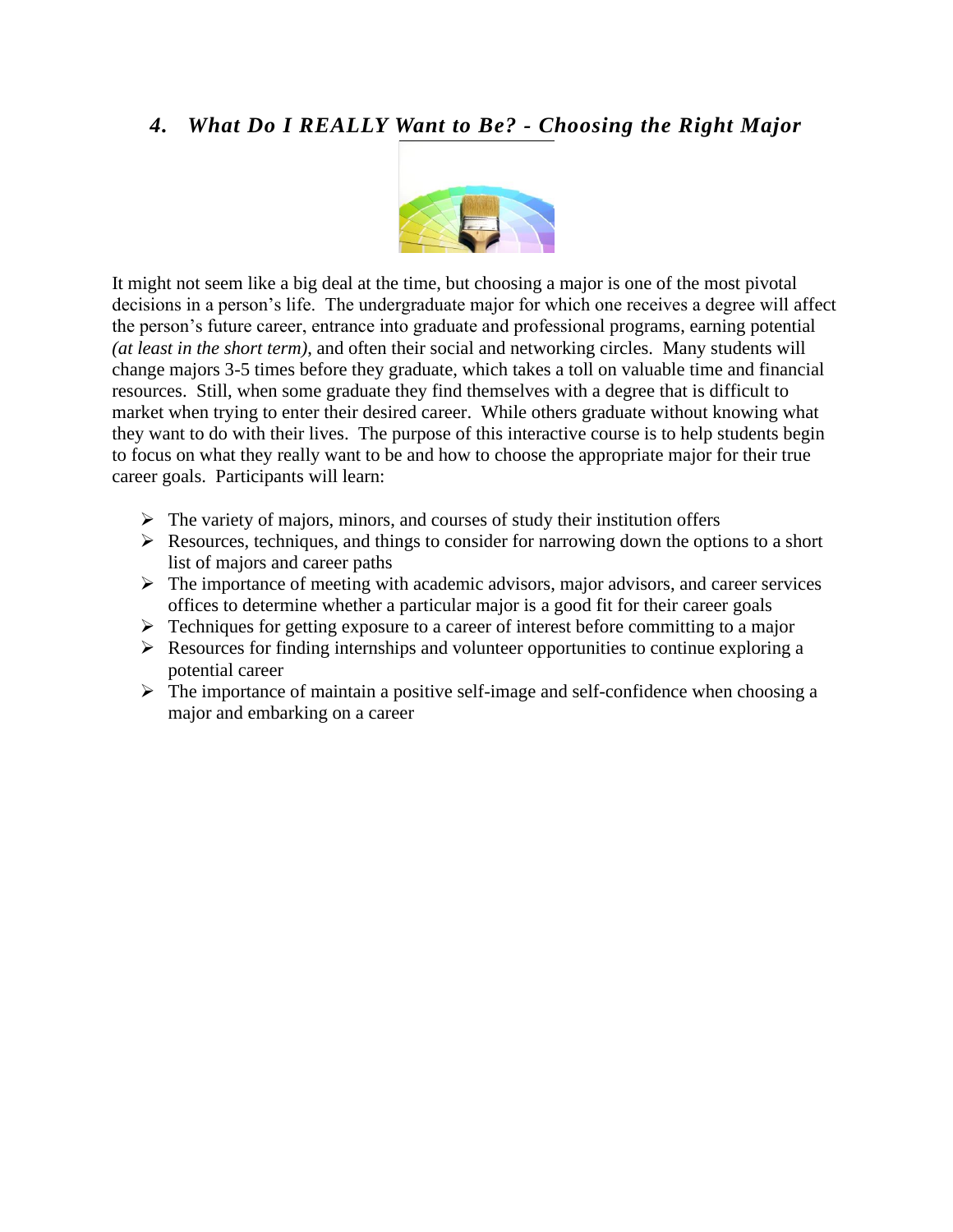## *4. What Do I REALLY Want to Be? - Choosing the Right Major*

It might not seem like a big deal at the time, but choosing a major is one of the most pivotal decisions in a person's life. The undergraduate major for which one receives a degree will affect the person's future career, entrance into graduate and professional programs, earning potential *(at least in the short term)*, and often their social and networking circles. Many students will change majors 3-5 times before they graduate, which takes a toll on valuable time and financial resources. Still, when some graduate they find themselves with a degree that is difficult to market when trying to enter their desired career. While others graduate without knowing what they want to do with their lives. The purpose of this interactive course is to help students begin to focus on what they really want to be and how to choose the appropriate major for their true career goals. Participants will learn:

- The variety of majors, minors, and courses of study their institution offers
- Resources, techniques, and things to consider for narrowing down the options to a short list of majors and career paths
- The importance of meeting with academic advisors, major advisors, and career services offices to determine whether a particular major is a good fit for their career goals
- Techniques for getting exposure to a career of interest before committing to a major
- Resources for finding internships and volunteer opportunities to continue exploring a potential career
- The importance of maintain a positive self-image and self-confidence when choosing a major and embarking on a career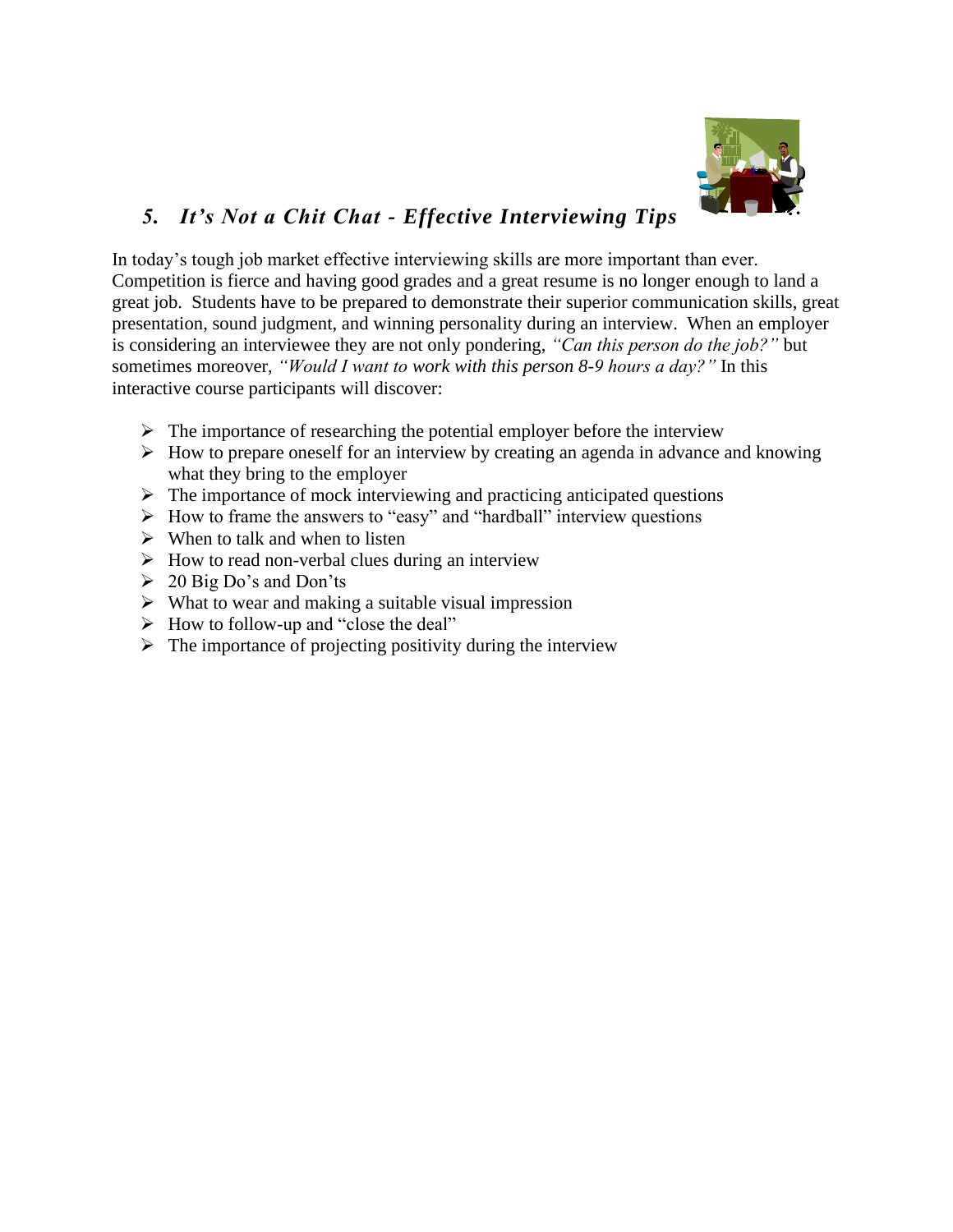## *5. It's Not a Chit Chat - Effective Interviewing Tips*

In today's tough job market effective interviewing skills are more important than ever. Competition is fierce and having good grades and a great resume is no longer enough to land a great job. Students have to be prepared to demonstrate their superior communication skills, great presentation, sound judgment, and winning personality during an interview. When an employer is considering an interviewee they are not only pondering, *"Can this person do the job?"* but sometimes moreover, *"Would I want to work with this person 8-9 hours a day?"* In this interactive course participants will discover:

- The importance of researching the potential employer before the interview
- How to prepare oneself for an interview by creating an agenda in advance and knowing what they bring to the employer
- The importance of mock interviewing and practicing anticipated questions
- How to frame the answers to "easy" and "hardball" interview questions
- When to talk and when to listen
- How to read non-verbal clues during an interview
- 20 Big Do's and Don'ts
- What to wear and making a suitable visual impression
- How to follow-up and "close the deal"
- The importance of projecting positivity during the interview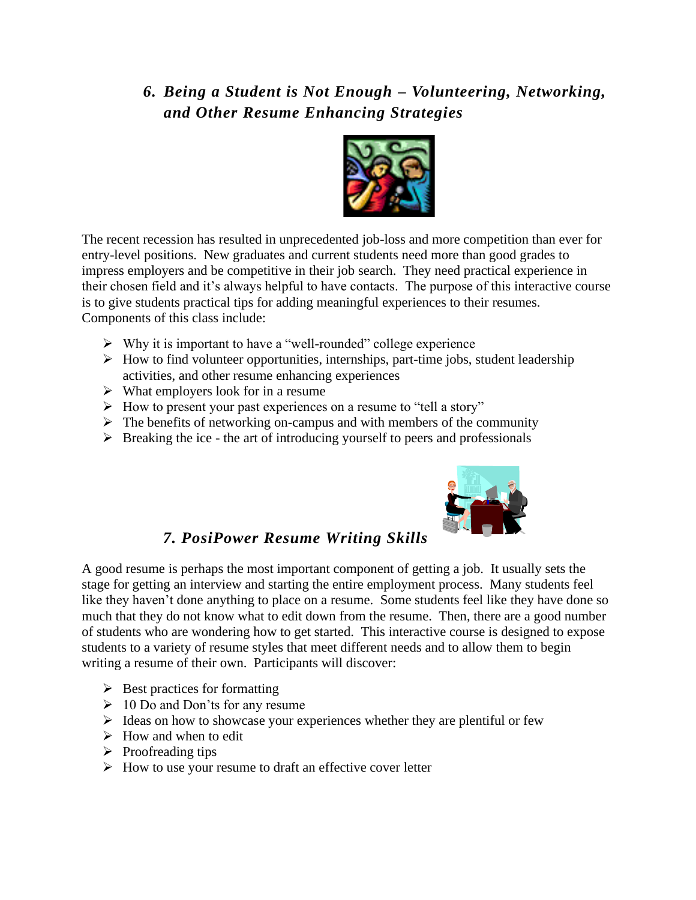### *6. Being a Student is Not Enough – Volunteering, Networking, and Other Resume Enhancing Strategies*

The recent recession has resulted in unprecedented job-loss and more competition than ever for entry-level positions. New graduates and current students need more than good grades to impress employers and be competitive in their job search. They need practical experience in their chosen field and it's always helpful to have contacts. The purpose of this interactive course is to give students practical tips for adding meaningful experiences to their resumes. Components of this class include:

- Why it is important to have a "well-rounded" college experience
- How to find volunteer opportunities, internships, part-time jobs, student leadership activities, and other resume enhancing experiences
- What employers look for in a resume
- How to present your past experiences on a resume to "tell a story"
- The benefits of networking on-campus and with members of the community
- Breaking the ice - the art of introducing yourself to peers and professionals

### *7. PosiPower Resume Writing Skills*

A good resume is perhaps the most important component of getting a job. It usually sets the stage for getting an interview and starting the entire employment process. Many students feel like they haven't done anything to place on a resume. Some students feel like they have done so much that they do not know what to edit down from the resume. Then, there are a good number of students who are wondering how to get started. This interactive course is designed to expose students to a variety of resume styles that meet different needs and to allow them to begin writing a resume of their own. Participants will discover:

- Best practices for formatting
- 10 Do and Don'ts for any resume
- Ideas on how to showcase your experiences whether they are plentiful or few
- How and when to edit
- Proofreading tips
- How to use your resume to draft an effective cover letter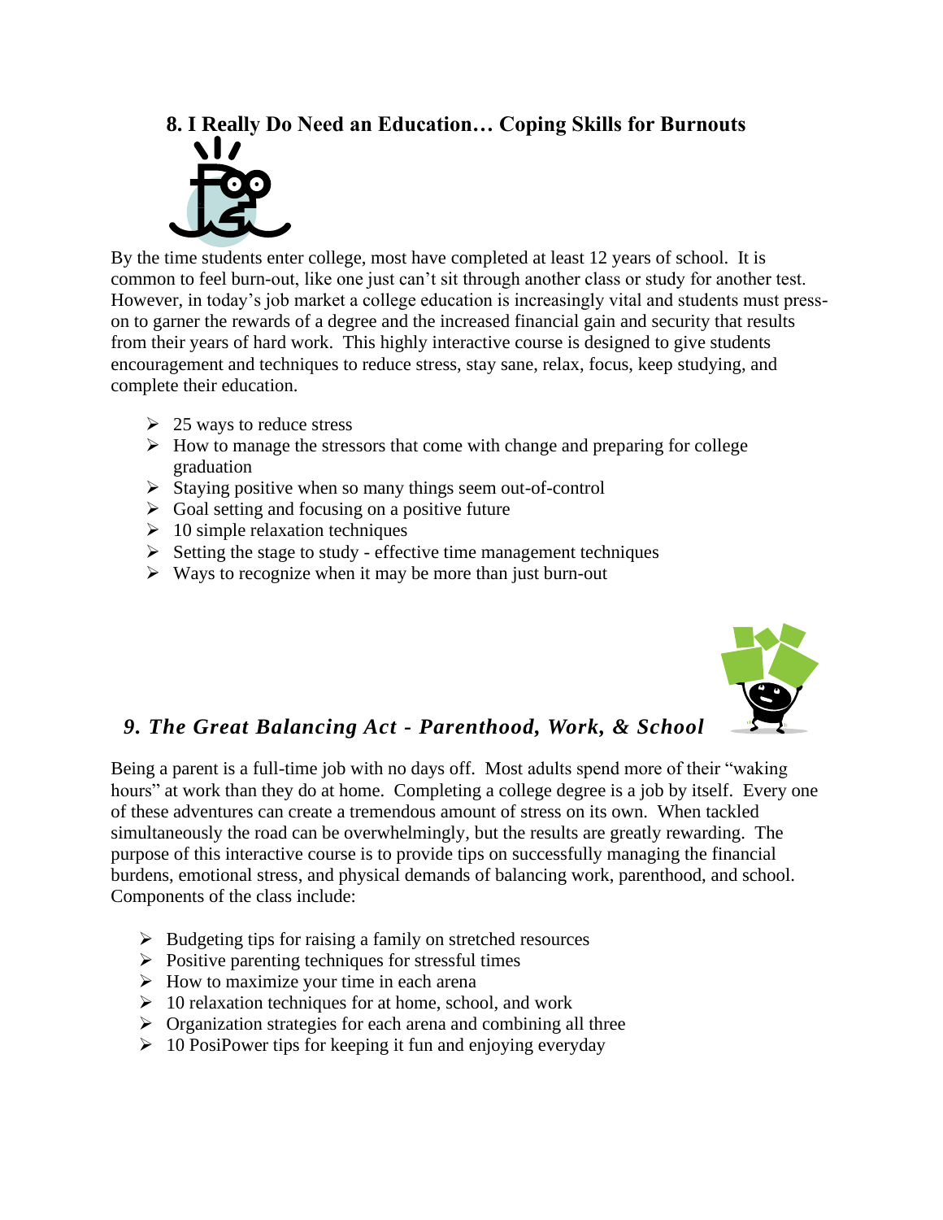## 8. I Really Do Need an Education… Coping Skills for Burnouts

By the time students enter college, most have completed at least 12 years of school. It is common to feel burn-out, like one just can't sit through another class or study for another test. However, in today's job market a college education is increasingly vital and students must press-on to garner the rewards of a degree and the increased financial gain and security that results from their years of hard work. This highly interactive course is designed to give students encouragement and techniques to reduce stress, stay sane, relax, focus, keep studying, and complete their education.

- 25 ways to reduce stress
- How to manage the stressors that come with change and preparing for college graduation
- Staying positive when so many things seem out-of-control
- Goal setting and focusing on a positive future
- 10 simple relaxation techniques
- Setting the stage to study - effective time management techniques
- Ways to recognize when it may be more than just burn-out

## *9. The Great Balancing Act - Parenthood, Work, & School*

Being a parent is a full-time job with no days off. Most adults spend more of their "waking hours" at work than they do at home. Completing a college degree is a job by itself. Every one of these adventures can create a tremendous amount of stress on its own. When tackled simultaneously the road can be overwhelmingly, but the results are greatly rewarding. The purpose of this interactive course is to provide tips on successfully managing the financial burdens, emotional stress, and physical demands of balancing work, parenthood, and school. Components of the class include:

- Budgeting tips for raising a family on stretched resources
- Positive parenting techniques for stressful times
- How to maximize your time in each arena
- 10 relaxation techniques for at home, school, and work
- Organization strategies for each arena and combining all three
- 10 PosiPower tips for keeping it fun and enjoying everyday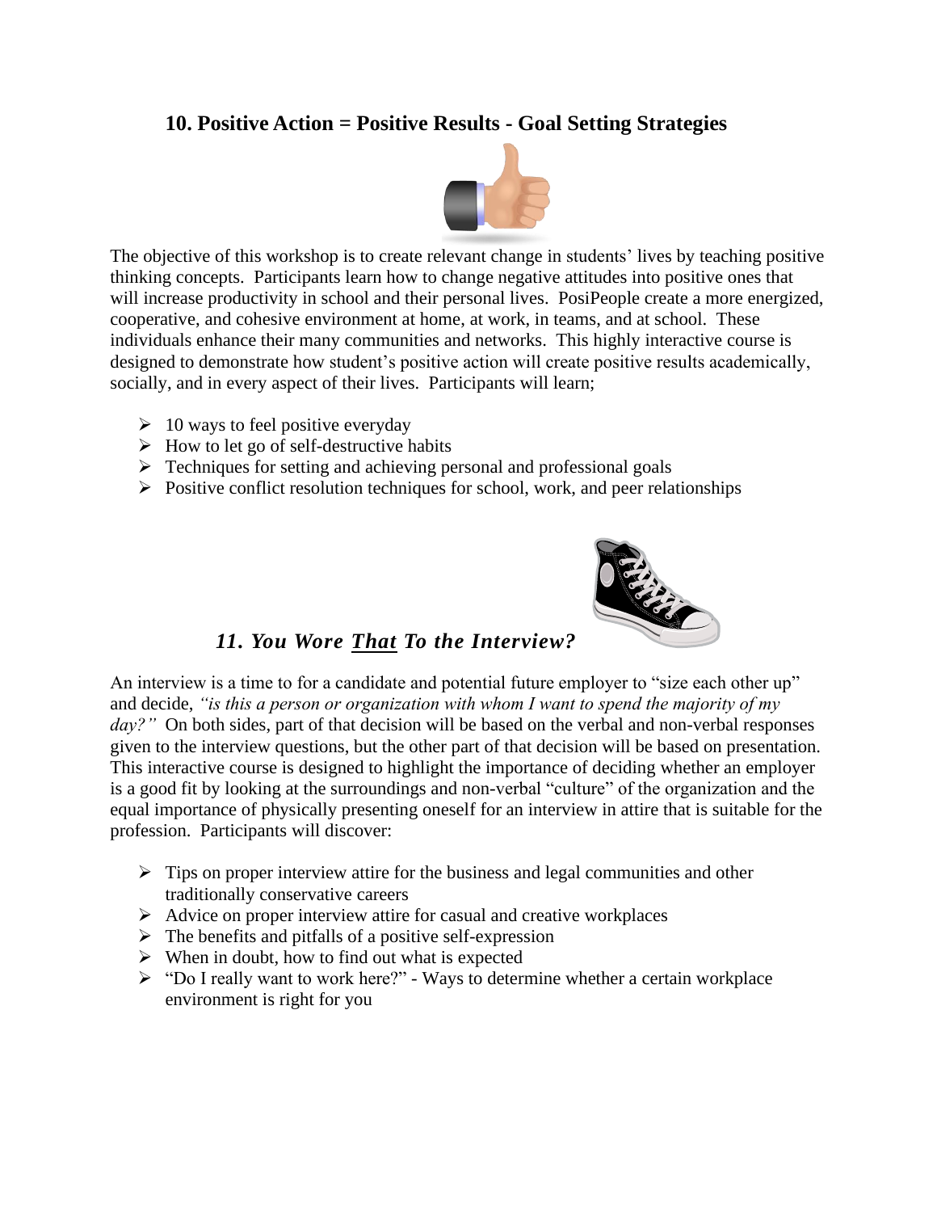## 10. Positive Action = Positive Results - Goal Setting Strategies

The objective of this workshop is to create relevant change in students' lives by teaching positive thinking concepts. Participants learn how to change negative attitudes into positive ones that will increase productivity in school and their personal lives. PosiPeople create a more energized, cooperative, and cohesive environment at home, at work, in teams, and at school. These individuals enhance their many communities and networks. This highly interactive course is designed to demonstrate how student's positive action will create positive results academically, socially, and in every aspect of their lives. Participants will learn;

- 10 ways to feel positive everyday
- How to let go of self-destructive habits
- Techniques for setting and achieving personal and professional goals
- Positive conflict resolution techniques for school, work, and peer relationships

## *11. You Wore <u>That</u> To the Interview?*

An interview is a time to for a candidate and potential future employer to "size each other up" and decide, *"is this a person or organization with whom I want to spend the majority of my day?"* On both sides, part of that decision will be based on the verbal and non-verbal responses given to the interview questions, but the other part of that decision will be based on presentation. This interactive course is designed to highlight the importance of deciding whether an employer is a good fit by looking at the surroundings and non-verbal "culture" of the organization and the equal importance of physically presenting oneself for an interview in attire that is suitable for the profession. Participants will discover:

- Tips on proper interview attire for the business and legal communities and other traditionally conservative careers
- Advice on proper interview attire for casual and creative workplaces
- The benefits and pitfalls of a positive self-expression
- When in doubt, how to find out what is expected
- "Do I really want to work here?" - Ways to determine whether a certain workplace environment is right for you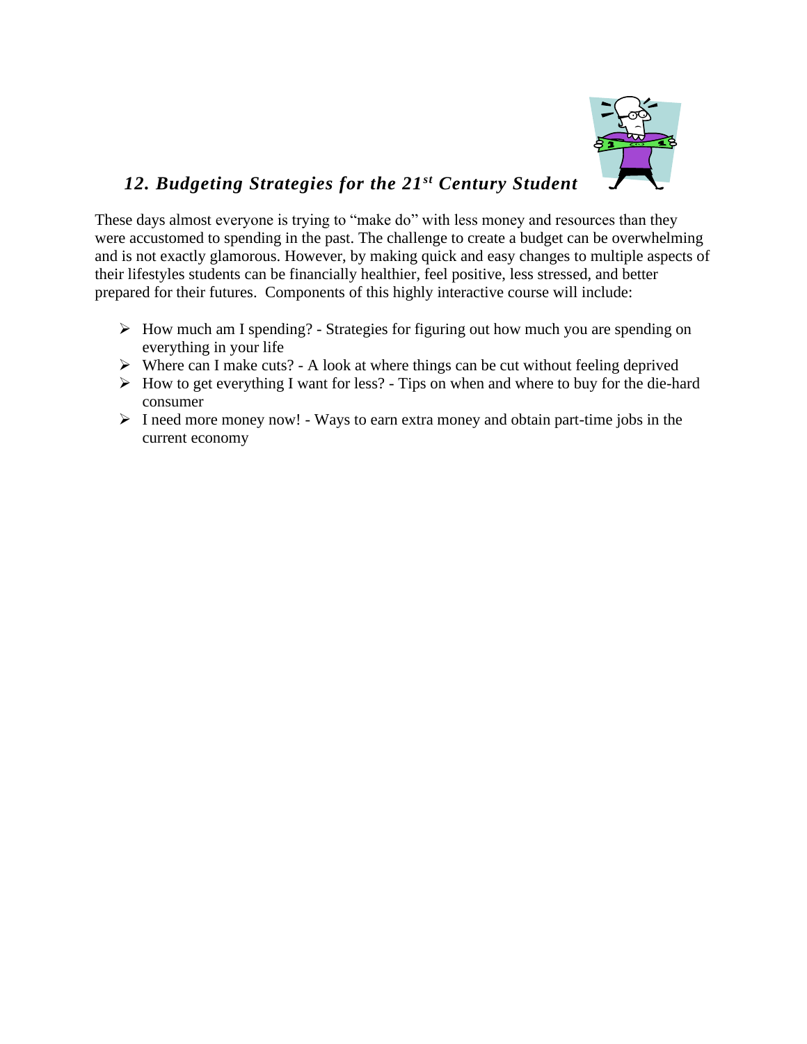## *12. Budgeting Strategies for the 21st Century Student*

These days almost everyone is trying to "make do" with less money and resources than they were accustomed to spending in the past. The challenge to create a budget can be overwhelming and is not exactly glamorous. However, by making quick and easy changes to multiple aspects of their lifestyles students can be financially healthier, feel positive, less stressed, and better prepared for their futures. Components of this highly interactive course will include:

- How much am I spending? - Strategies for figuring out how much you are spending on everything in your life
- Where can I make cuts? - A look at where things can be cut without feeling deprived
- How to get everything I want for less? - Tips on when and where to buy for the die-hard consumer
- I need more money now! - Ways to earn extra money and obtain part-time jobs in the current economy